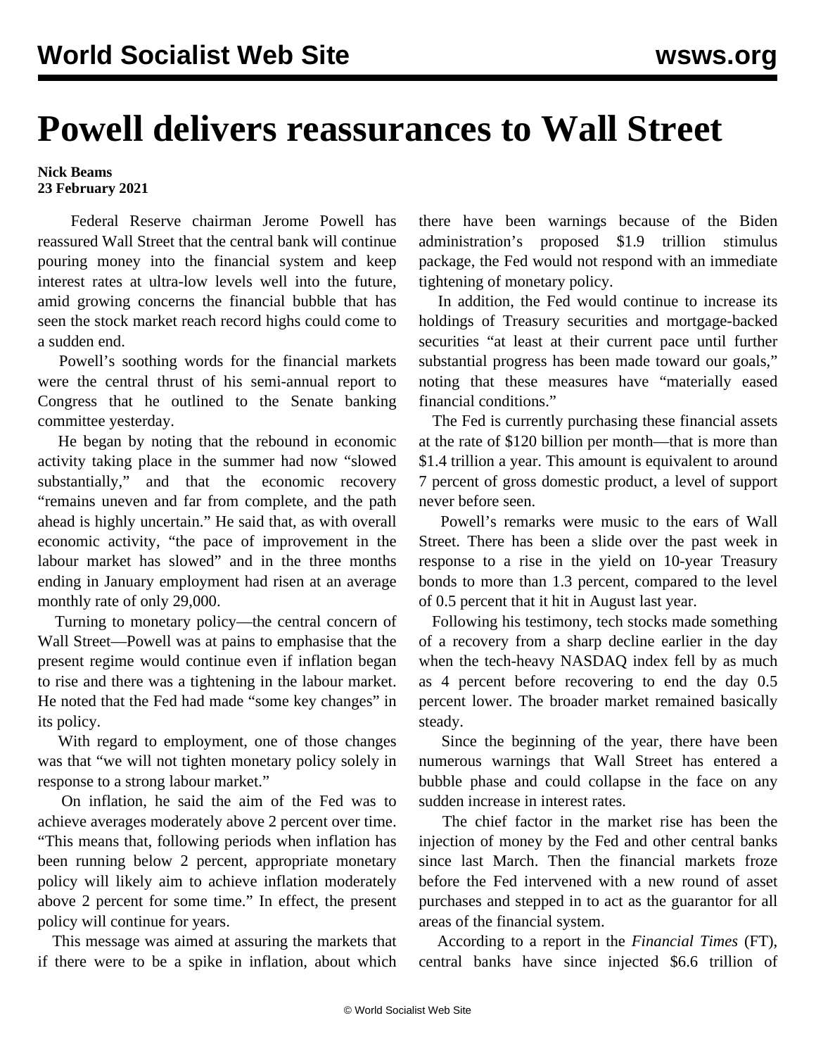# Powell delivers reassurances to Wall Street

**Nick Beams**
**23 February 2021**

Federal Reserve chairman Jerome Powell has reassured Wall Street that the central bank will continue pouring money into the financial system and keep interest rates at ultra-low levels well into the future, amid growing concerns the financial bubble that has seen the stock market reach record highs could come to a sudden end.

Powell's soothing words for the financial markets were the central thrust of his semi-annual report to Congress that he outlined to the Senate banking committee yesterday.

He began by noting that the rebound in economic activity taking place in the summer had now "slowed substantially," and that the economic recovery "remains uneven and far from complete, and the path ahead is highly uncertain." He said that, as with overall economic activity, "the pace of improvement in the labour market has slowed" and in the three months ending in January employment had risen at an average monthly rate of only 29,000.

Turning to monetary policy—the central concern of Wall Street—Powell was at pains to emphasise that the present regime would continue even if inflation began to rise and there was a tightening in the labour market. He noted that the Fed had made "some key changes" in its policy.

With regard to employment, one of those changes was that "we will not tighten monetary policy solely in response to a strong labour market."

On inflation, he said the aim of the Fed was to achieve averages moderately above 2 percent over time. "This means that, following periods when inflation has been running below 2 percent, appropriate monetary policy will likely aim to achieve inflation moderately above 2 percent for some time." In effect, the present policy will continue for years.

This message was aimed at assuring the markets that if there were to be a spike in inflation, about which there have been warnings because of the Biden administration's proposed $1.9 trillion stimulus package, the Fed would not respond with an immediate tightening of monetary policy.

In addition, the Fed would continue to increase its holdings of Treasury securities and mortgage-backed securities "at least at their current pace until further substantial progress has been made toward our goals," noting that these measures have "materially eased financial conditions."

The Fed is currently purchasing these financial assets at the rate of $120 billion per month—that is more than $1.4 trillion a year. This amount is equivalent to around 7 percent of gross domestic product, a level of support never before seen.

Powell's remarks were music to the ears of Wall Street. There has been a slide over the past week in response to a rise in the yield on 10-year Treasury bonds to more than 1.3 percent, compared to the level of 0.5 percent that it hit in August last year.

Following his testimony, tech stocks made something of a recovery from a sharp decline earlier in the day when the tech-heavy NASDAQ index fell by as much as 4 percent before recovering to end the day 0.5 percent lower. The broader market remained basically steady.

Since the beginning of the year, there have been numerous warnings that Wall Street has entered a bubble phase and could collapse in the face on any sudden increase in interest rates.

The chief factor in the market rise has been the injection of money by the Fed and other central banks since last March. Then the financial markets froze before the Fed intervened with a new round of asset purchases and stepped in to act as the guarantor for all areas of the financial system.

According to a report in the *Financial Times* (FT), central banks have since injected $6.6 trillion of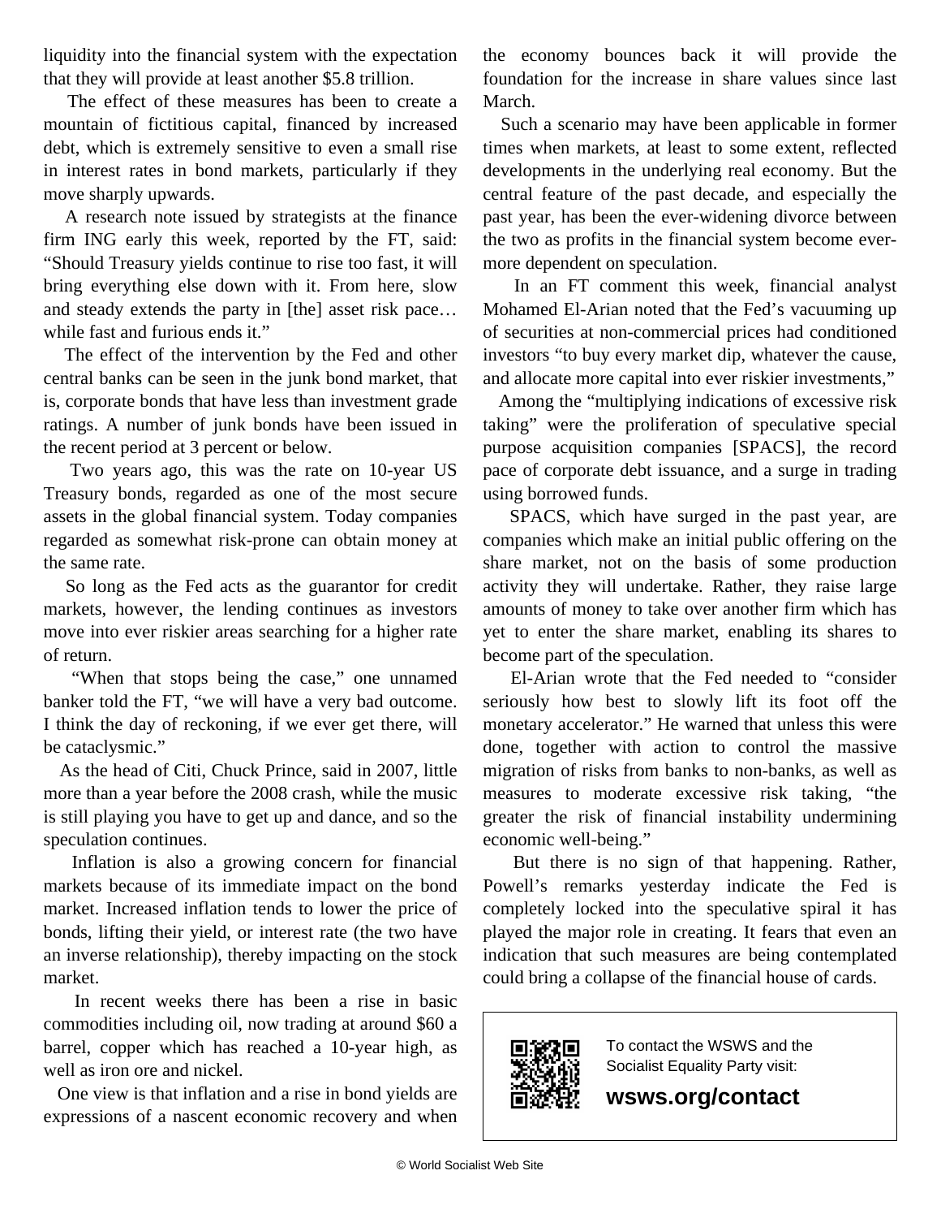liquidity into the financial system with the expectation that they will provide at least another $5.8 trillion.

The effect of these measures has been to create a mountain of fictitious capital, financed by increased debt, which is extremely sensitive to even a small rise in interest rates in bond markets, particularly if they move sharply upwards.

A research note issued by strategists at the finance firm ING early this week, reported by the FT, said: "Should Treasury yields continue to rise too fast, it will bring everything else down with it. From here, slow and steady extends the party in [the] asset risk pace… while fast and furious ends it."

The effect of the intervention by the Fed and other central banks can be seen in the junk bond market, that is, corporate bonds that have less than investment grade ratings. A number of junk bonds have been issued in the recent period at 3 percent or below.

Two years ago, this was the rate on 10-year US Treasury bonds, regarded as one of the most secure assets in the global financial system. Today companies regarded as somewhat risk-prone can obtain money at the same rate.

So long as the Fed acts as the guarantor for credit markets, however, the lending continues as investors move into ever riskier areas searching for a higher rate of return.

"When that stops being the case," one unnamed banker told the FT, "we will have a very bad outcome. I think the day of reckoning, if we ever get there, will be cataclysmic."

As the head of Citi, Chuck Prince, said in 2007, little more than a year before the 2008 crash, while the music is still playing you have to get up and dance, and so the speculation continues.

Inflation is also a growing concern for financial markets because of its immediate impact on the bond market. Increased inflation tends to lower the price of bonds, lifting their yield, or interest rate (the two have an inverse relationship), thereby impacting on the stock market.

In recent weeks there has been a rise in basic commodities including oil, now trading at around $60 a barrel, copper which has reached a 10-year high, as well as iron ore and nickel.

One view is that inflation and a rise in bond yields are expressions of a nascent economic recovery and when the economy bounces back it will provide the foundation for the increase in share values since last March.

Such a scenario may have been applicable in former times when markets, at least to some extent, reflected developments in the underlying real economy. But the central feature of the past decade, and especially the past year, has been the ever-widening divorce between the two as profits in the financial system become ever-more dependent on speculation.

In an FT comment this week, financial analyst Mohamed El-Arian noted that the Fed's vacuuming up of securities at non-commercial prices had conditioned investors "to buy every market dip, whatever the cause, and allocate more capital into ever riskier investments,"

Among the "multiplying indications of excessive risk taking" were the proliferation of speculative special purpose acquisition companies [SPACS], the record pace of corporate debt issuance, and a surge in trading using borrowed funds.

SPACS, which have surged in the past year, are companies which make an initial public offering on the share market, not on the basis of some production activity they will undertake. Rather, they raise large amounts of money to take over another firm which has yet to enter the share market, enabling its shares to become part of the speculation.

El-Arian wrote that the Fed needed to "consider seriously how best to slowly lift its foot off the monetary accelerator." He warned that unless this were done, together with action to control the massive migration of risks from banks to non-banks, as well as measures to moderate excessive risk taking, "the greater the risk of financial instability undermining economic well-being."

But there is no sign of that happening. Rather, Powell's remarks yesterday indicate the Fed is completely locked into the speculative spiral it has played the major role in creating. It fears that even an indication that such measures are being contemplated could bring a collapse of the financial house of cards.

To contact the WSWS and the Socialist Equality Party visit:

**wsws.org/contact**